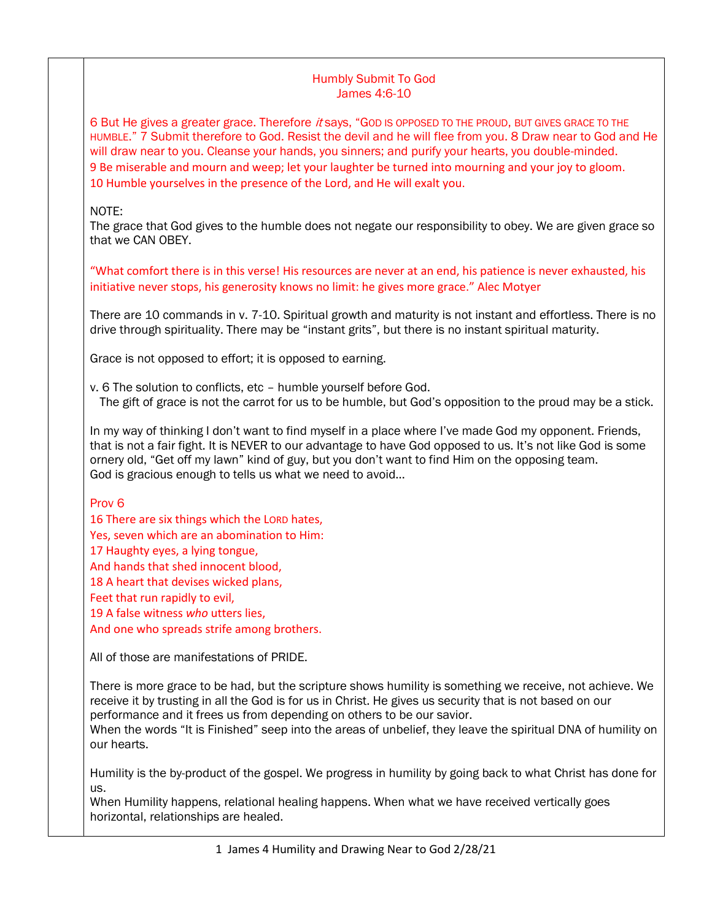# Humbly Submit To God
## James 4:6-10

6 But He gives a greater grace. Therefore *it* says, "GOD IS OPPOSED TO THE PROUD, BUT GIVES GRACE TO THE HUMBLE." 7 Submit therefore to God. Resist the devil and he will flee from you. 8 Draw near to God and He will draw near to you. Cleanse your hands, you sinners; and purify your hearts, you double-minded.
9 Be miserable and mourn and weep; let your laughter be turned into mourning and your joy to gloom.
10 Humble yourselves in the presence of the Lord, and He will exalt you.

NOTE:
The grace that God gives to the humble does not negate our responsibility to obey. We are given grace so that we CAN OBEY.

"What comfort there is in this verse! His resources are never at an end, his patience is never exhausted, his initiative never stops, his generosity knows no limit: he gives more grace." Alec Motyer

There are 10 commands in v. 7-10. Spiritual growth and maturity is not instant and effortless. There is no drive through spirituality. There may be "instant grits", but there is no instant spiritual maturity.

Grace is not opposed to effort; it is opposed to earning.

v. 6 The solution to conflicts, etc – humble yourself before God.
The gift of grace is not the carrot for us to be humble, but God's opposition to the proud may be a stick.

In my way of thinking I don't want to find myself in a place where I've made God my opponent. Friends, that is not a fair fight. It is NEVER to our advantage to have God opposed to us. It's not like God is some ornery old, "Get off my lawn" kind of guy, but you don't want to find Him on the opposing team.
God is gracious enough to tells us what we need to avoid…

Prov 6
16 There are six things which the LORD hates,
Yes, seven which are an abomination to Him:
17 Haughty eyes, a lying tongue,
And hands that shed innocent blood,
18 A heart that devises wicked plans,
Feet that run rapidly to evil,
19 A false witness *who* utters lies,
And one who spreads strife among brothers.

All of those are manifestations of PRIDE.

There is more grace to be had, but the scripture shows humility is something we receive, not achieve. We receive it by trusting in all the God is for us in Christ. He gives us security that is not based on our performance and it frees us from depending on others to be our savior.
When the words "It is Finished" seep into the areas of unbelief, they leave the spiritual DNA of humility on our hearts.

Humility is the by-product of the gospel. We progress in humility by going back to what Christ has done for us.
When Humility happens, relational healing happens. When what we have received vertically goes horizontal, relationships are healed.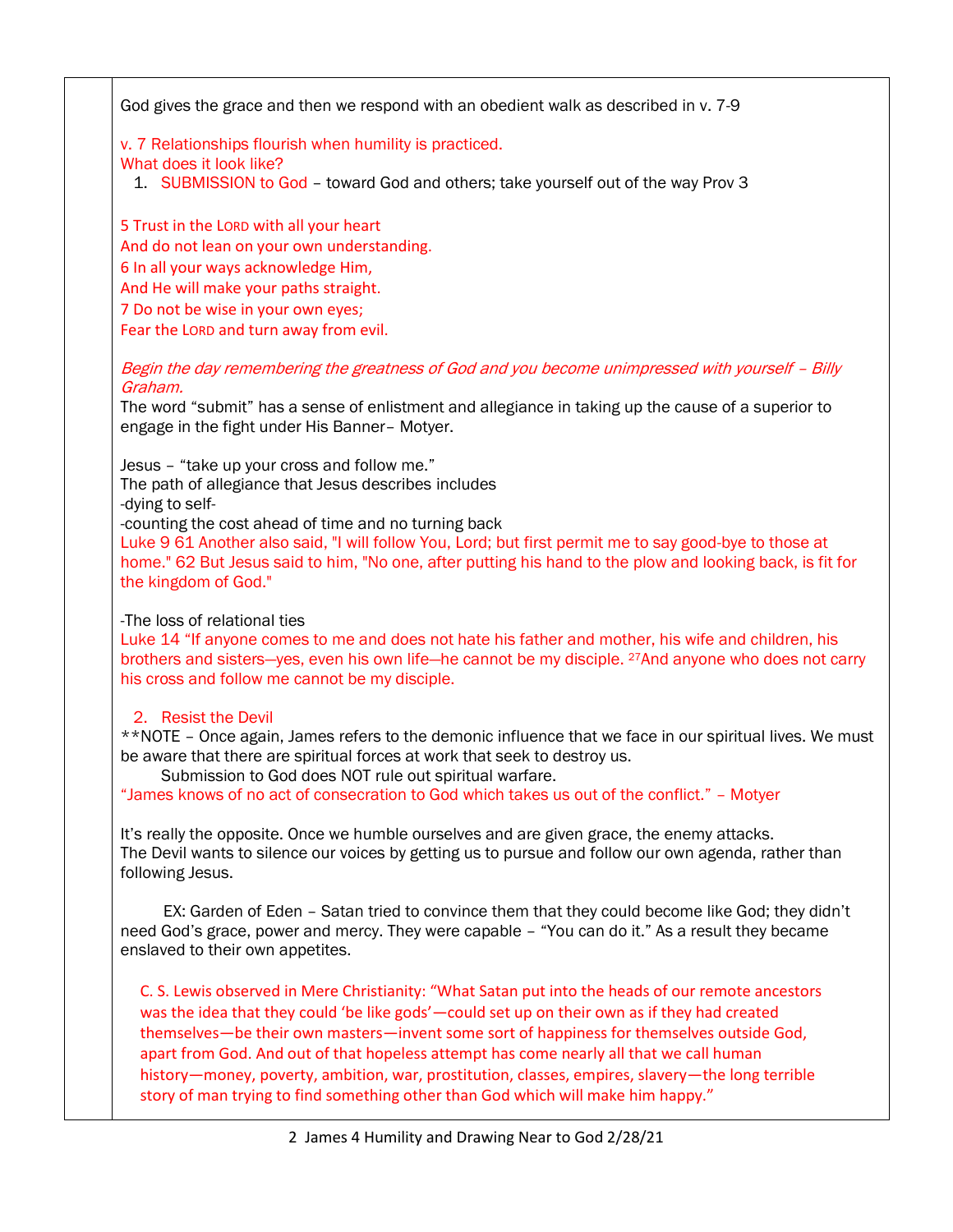God gives the grace and then we respond with an obedient walk as described in v. 7-9

v. 7 Relationships flourish when humility is practiced.
What does it look like?

1. SUBMISSION to God – toward God and others; take yourself out of the way Prov 3

5 Trust in the LORD with all your heart
And do not lean on your own understanding.
6 In all your ways acknowledge Him,
And He will make your paths straight.
7 Do not be wise in your own eyes;
Fear the LORD and turn away from evil.

*Begin the day remembering the greatness of God and you become unimpressed with yourself – Billy Graham.*
The word "submit" has a sense of enlistment and allegiance in taking up the cause of a superior to engage in the fight under His Banner– Motyer.

Jesus – "take up your cross and follow me."
The path of allegiance that Jesus describes includes
-dying to self-
-counting the cost ahead of time and no turning back
Luke 9 61 Another also said, "I will follow You, Lord; but first permit me to say good-bye to those at home." 62 But Jesus said to him, "No one, after putting his hand to the plow and looking back, is fit for the kingdom of God."

-The loss of relational ties
Luke 14 "If anyone comes to me and does not hate his father and mother, his wife and children, his brothers and sisters—yes, even his own life—he cannot be my disciple. [27]And anyone who does not carry his cross and follow me cannot be my disciple.

2. Resist the Devil

**NOTE – Once again, James refers to the demonic influence that we face in our spiritual lives. We must be aware that there are spiritual forces at work that seek to destroy us.
Submission to God does NOT rule out spiritual warfare.
"James knows of no act of consecration to God which takes us out of the conflict." – Motyer

It's really the opposite. Once we humble ourselves and are given grace, the enemy attacks.
The Devil wants to silence our voices by getting us to pursue and follow our own agenda, rather than following Jesus.

EX: Garden of Eden – Satan tried to convince them that they could become like God; they didn't need God's grace, power and mercy. They were capable – "You can do it." As a result they became enslaved to their own appetites.

C. S. Lewis observed in Mere Christianity: "What Satan put into the heads of our remote ancestors was the idea that they could 'be like gods'—could set up on their own as if they had created themselves—be their own masters—invent some sort of happiness for themselves outside God, apart from God. And out of that hopeless attempt has come nearly all that we call human history—money, poverty, ambition, war, prostitution, classes, empires, slavery—the long terrible story of man trying to find something other than God which will make him happy."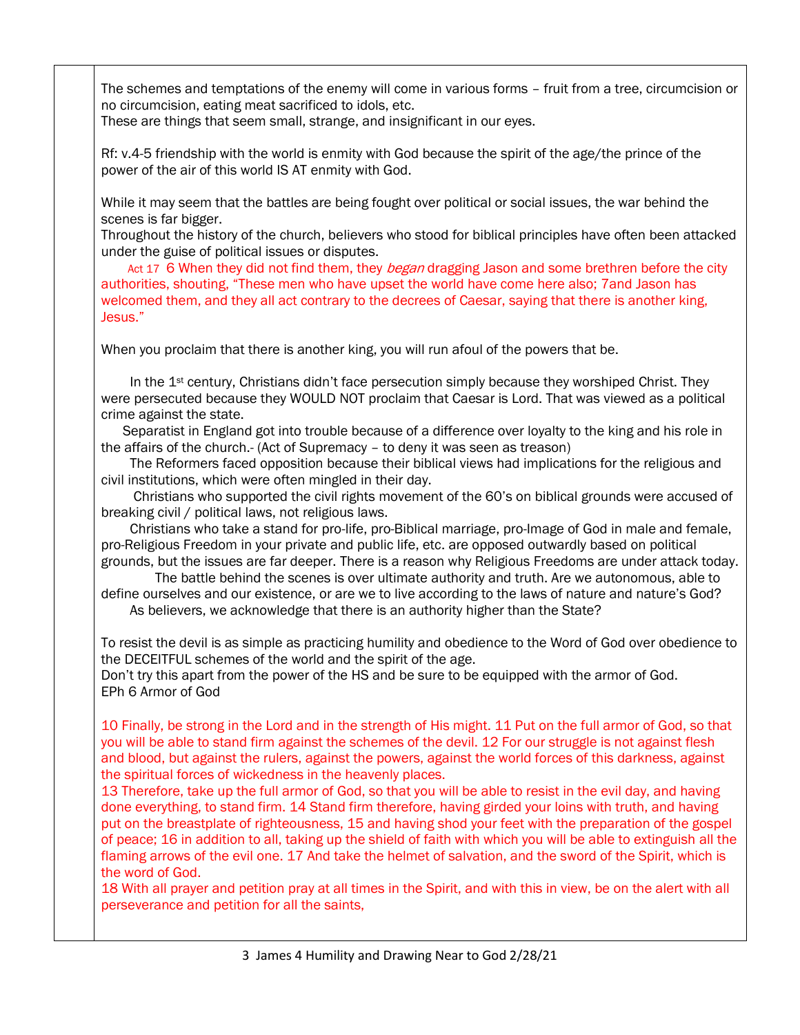The schemes and temptations of the enemy will come in various forms – fruit from a tree, circumcision or no circumcision, eating meat sacrificed to idols, etc.
These are things that seem small, strange, and insignificant in our eyes.

Rf: v.4-5 friendship with the world is enmity with God because the spirit of the age/the prince of the power of the air of this world IS AT enmity with God.

While it may seem that the battles are being fought over political or social issues, the war behind the scenes is far bigger.
Throughout the history of the church, believers who stood for biblical principles have often been attacked under the guise of political issues or disputes.

Act 17 6 When they did not find them, they *began* dragging Jason and some brethren before the city authorities, shouting, "These men who have upset the world have come here also; 7and Jason has welcomed them, and they all act contrary to the decrees of Caesar, saying that there is another king, Jesus."

When you proclaim that there is another king, you will run afoul of the powers that be.

In the 1st century, Christians didn't face persecution simply because they worshiped Christ. They were persecuted because they WOULD NOT proclaim that Caesar is Lord. That was viewed as a political crime against the state.

Separatist in England got into trouble because of a difference over loyalty to the king and his role in the affairs of the church.- (Act of Supremacy – to deny it was seen as treason)

The Reformers faced opposition because their biblical views had implications for the religious and civil institutions, which were often mingled in their day.

Christians who supported the civil rights movement of the 60's on biblical grounds were accused of breaking civil / political laws, not religious laws.

Christians who take a stand for pro-life, pro-Biblical marriage, pro-Image of God in male and female, pro-Religious Freedom in your private and public life, etc. are opposed outwardly based on political grounds, but the issues are far deeper. There is a reason why Religious Freedoms are under attack today.

The battle behind the scenes is over ultimate authority and truth. Are we autonomous, able to define ourselves and our existence, or are we to live according to the laws of nature and nature's God?

As believers, we acknowledge that there is an authority higher than the State?

To resist the devil is as simple as practicing humility and obedience to the Word of God over obedience to the DECEITFUL schemes of the world and the spirit of the age.
Don't try this apart from the power of the HS and be sure to be equipped with the armor of God.
EPh 6 Armor of God

10 Finally, be strong in the Lord and in the strength of His might. 11 Put on the full armor of God, so that you will be able to stand firm against the schemes of the devil. 12 For our struggle is not against flesh and blood, but against the rulers, against the powers, against the world forces of this darkness, against the spiritual forces of wickedness in the heavenly places.
13 Therefore, take up the full armor of God, so that you will be able to resist in the evil day, and having done everything, to stand firm. 14 Stand firm therefore, having girded your loins with truth, and having put on the breastplate of righteousness, 15 and having shod your feet with the preparation of the gospel of peace; 16 in addition to all, taking up the shield of faith with which you will be able to extinguish all the flaming arrows of the evil one. 17 And take the helmet of salvation, and the sword of the Spirit, which is the word of God.
18 With all prayer and petition pray at all times in the Spirit, and with this in view, be on the alert with all perseverance and petition for all the saints,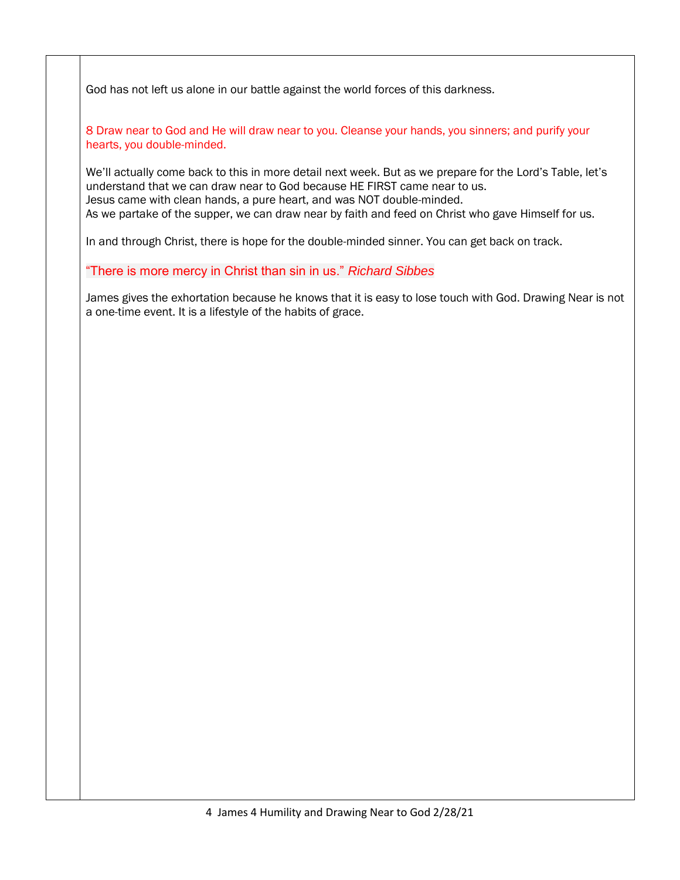God has not left us alone in our battle against the world forces of this darkness.

8 Draw near to God and He will draw near to you. Cleanse your hands, you sinners; and purify your hearts, you double-minded.

We'll actually come back to this in more detail next week. But as we prepare for the Lord's Table, let's understand that we can draw near to God because HE FIRST came near to us.
Jesus came with clean hands, a pure heart, and was NOT double-minded.
As we partake of the supper, we can draw near by faith and feed on Christ who gave Himself for us.

In and through Christ, there is hope for the double-minded sinner. You can get back on track.

"There is more mercy in Christ than sin in us." *Richard Sibbes*

James gives the exhortation because he knows that it is easy to lose touch with God. Drawing Near is not a one-time event. It is a lifestyle of the habits of grace.